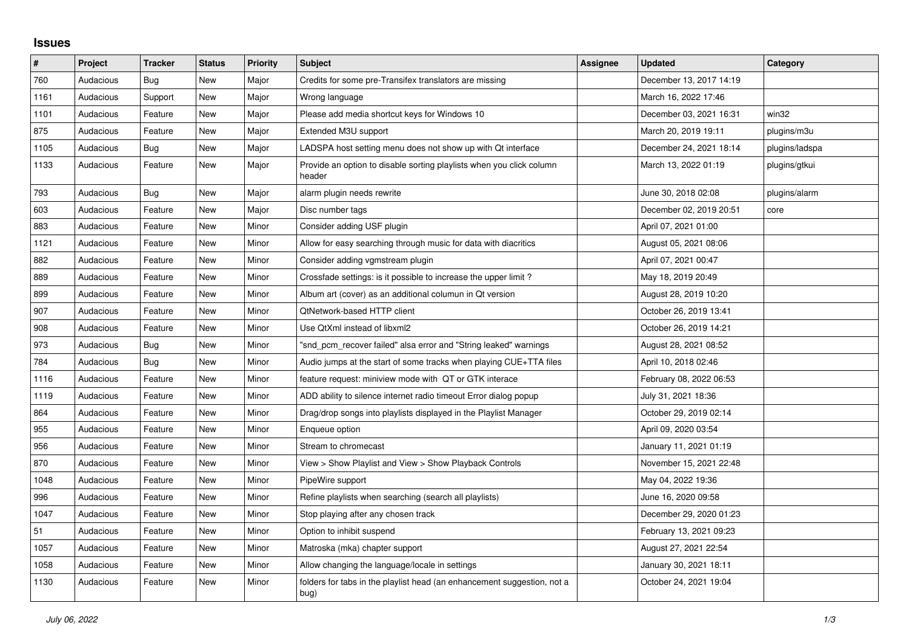## Issues

| # | Project | Tracker | Status | Priority | Subject | Assignee | Updated | Category |
|---|---|---|---|---|---|---|---|---|
| 760 | Audacious | Bug | New | Major | Credits for some pre-Transifex translators are missing | | December 13, 2017 14:19 | |
| 1161 | Audacious | Support | New | Major | Wrong language | | March 16, 2022 17:46 | |
| 1101 | Audacious | Feature | New | Major | Please add media shortcut keys for Windows 10 | | December 03, 2021 16:31 | win32 |
| 875 | Audacious | Feature | New | Major | Extended M3U support | | March 20, 2019 19:11 | plugins/m3u |
| 1105 | Audacious | Bug | New | Major | LADSPA host setting menu does not show up with Qt interface | | December 24, 2021 18:14 | plugins/ladspa |
| 1133 | Audacious | Feature | New | Major | Provide an option to disable sorting playlists when you click column header | | March 13, 2022 01:19 | plugins/gtkui |
| 793 | Audacious | Bug | New | Major | alarm plugin needs rewrite | | June 30, 2018 02:08 | plugins/alarm |
| 603 | Audacious | Feature | New | Major | Disc number tags | | December 02, 2019 20:51 | core |
| 883 | Audacious | Feature | New | Minor | Consider adding USF plugin | | April 07, 2021 01:00 | |
| 1121 | Audacious | Feature | New | Minor | Allow for easy searching through music for data with diacritics | | August 05, 2021 08:06 | |
| 882 | Audacious | Feature | New | Minor | Consider adding vgmstream plugin | | April 07, 2021 00:47 | |
| 889 | Audacious | Feature | New | Minor | Crossfade settings: is it possible to increase the upper limit ? | | May 18, 2019 20:49 | |
| 899 | Audacious | Feature | New | Minor | Album art (cover) as an additional columun in Qt version | | August 28, 2019 10:20 | |
| 907 | Audacious | Feature | New | Minor | QtNetwork-based HTTP client | | October 26, 2019 13:41 | |
| 908 | Audacious | Feature | New | Minor | Use QtXml instead of libxml2 | | October 26, 2019 14:21 | |
| 973 | Audacious | Bug | New | Minor | "snd_pcm_recover failed" alsa error and "String leaked" warnings | | August 28, 2021 08:52 | |
| 784 | Audacious | Bug | New | Minor | Audio jumps at the start of some tracks when playing CUE+TTA files | | April 10, 2018 02:46 | |
| 1116 | Audacious | Feature | New | Minor | feature request: miniview mode with QT or GTK interace | | February 08, 2022 06:53 | |
| 1119 | Audacious | Feature | New | Minor | ADD ability to silence internet radio timeout Error dialog popup | | July 31, 2021 18:36 | |
| 864 | Audacious | Feature | New | Minor | Drag/drop songs into playlists displayed in the Playlist Manager | | October 29, 2019 02:14 | |
| 955 | Audacious | Feature | New | Minor | Enqueue option | | April 09, 2020 03:54 | |
| 956 | Audacious | Feature | New | Minor | Stream to chromecast | | January 11, 2021 01:19 | |
| 870 | Audacious | Feature | New | Minor | View > Show Playlist and View > Show Playback Controls | | November 15, 2021 22:48 | |
| 1048 | Audacious | Feature | New | Minor | PipeWire support | | May 04, 2022 19:36 | |
| 996 | Audacious | Feature | New | Minor | Refine playlists when searching (search all playlists) | | June 16, 2020 09:58 | |
| 1047 | Audacious | Feature | New | Minor | Stop playing after any chosen track | | December 29, 2020 01:23 | |
| 51 | Audacious | Feature | New | Minor | Option to inhibit suspend | | February 13, 2021 09:23 | |
| 1057 | Audacious | Feature | New | Minor | Matroska (mka) chapter support | | August 27, 2021 22:54 | |
| 1058 | Audacious | Feature | New | Minor | Allow changing the language/locale in settings | | January 30, 2021 18:11 | |
| 1130 | Audacious | Feature | New | Minor | folders for tabs in the playlist head (an enhancement suggestion, not a bug) | | October 24, 2021 19:04 | |

*July 06, 2022*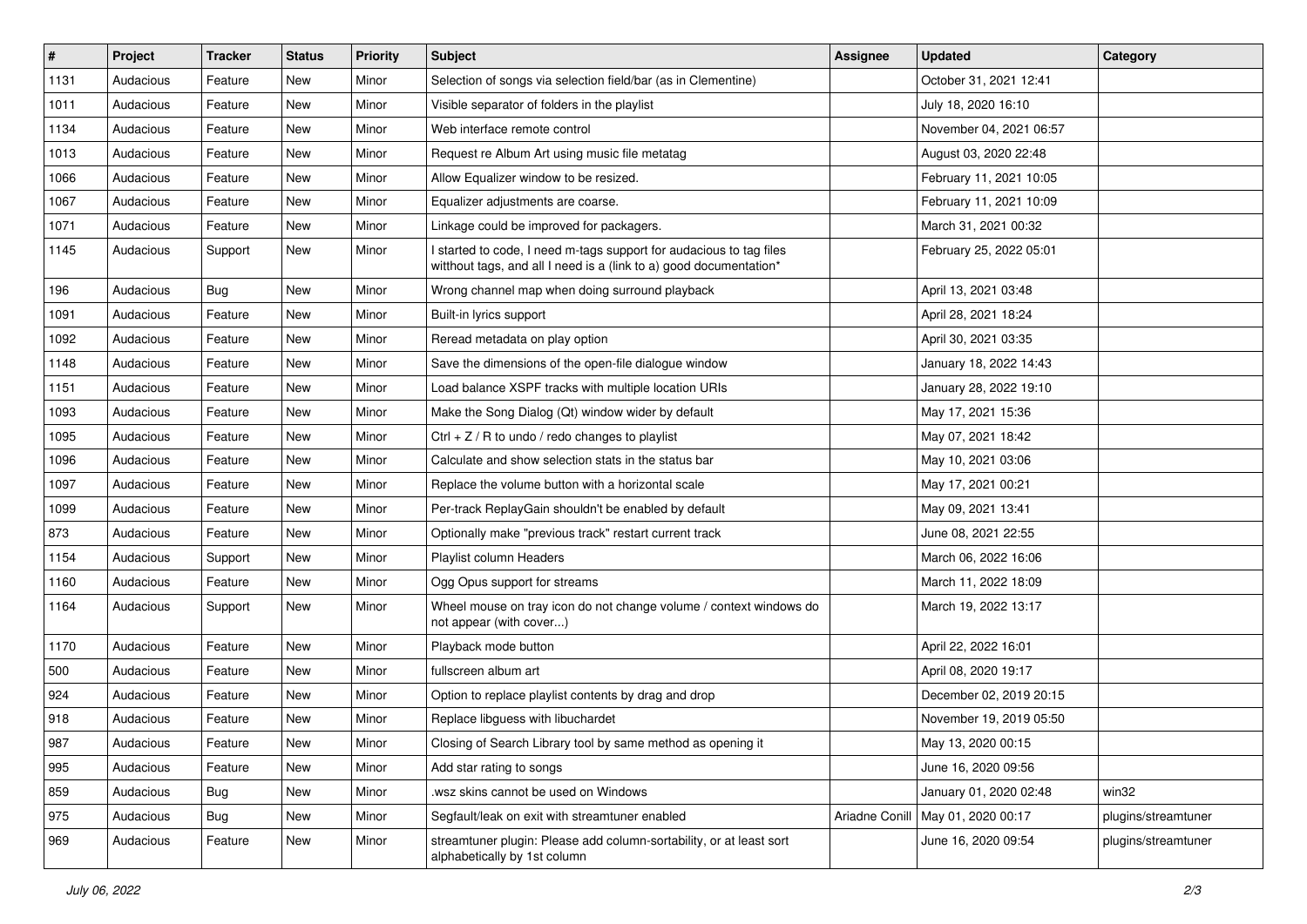| # | Project | Tracker | Status | Priority | Subject | Assignee | Updated | Category |
|---|---|---|---|---|---|---|---|---|
| 1131 | Audacious | Feature | New | Minor | Selection of songs via selection field/bar (as in Clementine) | | October 31, 2021 12:41 | |
| 1011 | Audacious | Feature | New | Minor | Visible separator of folders in the playlist | | July 18, 2020 16:10 | |
| 1134 | Audacious | Feature | New | Minor | Web interface remote control | | November 04, 2021 06:57 | |
| 1013 | Audacious | Feature | New | Minor | Request re Album Art using music file metatag | | August 03, 2020 22:48 | |
| 1066 | Audacious | Feature | New | Minor | Allow Equalizer window to be resized. | | February 11, 2021 10:05 | |
| 1067 | Audacious | Feature | New | Minor | Equalizer adjustments are coarse. | | February 11, 2021 10:09 | |
| 1071 | Audacious | Feature | New | Minor | Linkage could be improved for packagers. | | March 31, 2021 00:32 | |
| 1145 | Audacious | Support | New | Minor | I started to code, I need m-tags support for audacious to tag files witthout tags, and all I need is a (link to a) good documentation* | | February 25, 2022 05:01 | |
| 196 | Audacious | Bug | New | Minor | Wrong channel map when doing surround playback | | April 13, 2021 03:48 | |
| 1091 | Audacious | Feature | New | Minor | Built-in lyrics support | | April 28, 2021 18:24 | |
| 1092 | Audacious | Feature | New | Minor | Reread metadata on play option | | April 30, 2021 03:35 | |
| 1148 | Audacious | Feature | New | Minor | Save the dimensions of the open-file dialogue window | | January 18, 2022 14:43 | |
| 1151 | Audacious | Feature | New | Minor | Load balance XSPF tracks with multiple location URIs | | January 28, 2022 19:10 | |
| 1093 | Audacious | Feature | New | Minor | Make the Song Dialog (Qt) window wider by default | | May 17, 2021 15:36 | |
| 1095 | Audacious | Feature | New | Minor | Ctrl + Z / R to undo / redo changes to playlist | | May 07, 2021 18:42 | |
| 1096 | Audacious | Feature | New | Minor | Calculate and show selection stats in the status bar | | May 10, 2021 03:06 | |
| 1097 | Audacious | Feature | New | Minor | Replace the volume button with a horizontal scale | | May 17, 2021 00:21 | |
| 1099 | Audacious | Feature | New | Minor | Per-track ReplayGain shouldn't be enabled by default | | May 09, 2021 13:41 | |
| 873 | Audacious | Feature | New | Minor | Optionally make "previous track" restart current track | | June 08, 2021 22:55 | |
| 1154 | Audacious | Support | New | Minor | Playlist column Headers | | March 06, 2022 16:06 | |
| 1160 | Audacious | Feature | New | Minor | Ogg Opus support for streams | | March 11, 2022 18:09 | |
| 1164 | Audacious | Support | New | Minor | Wheel mouse on tray icon do not change volume / context windows do not appear (with cover...) | | March 19, 2022 13:17 | |
| 1170 | Audacious | Feature | New | Minor | Playback mode button | | April 22, 2022 16:01 | |
| 500 | Audacious | Feature | New | Minor | fullscreen album art | | April 08, 2020 19:17 | |
| 924 | Audacious | Feature | New | Minor | Option to replace playlist contents by drag and drop | | December 02, 2019 20:15 | |
| 918 | Audacious | Feature | New | Minor | Replace libguess with libuchardet | | November 19, 2019 05:50 | |
| 987 | Audacious | Feature | New | Minor | Closing of Search Library tool by same method as opening it | | May 13, 2020 00:15 | |
| 995 | Audacious | Feature | New | Minor | Add star rating to songs | | June 16, 2020 09:56 | |
| 859 | Audacious | Bug | New | Minor | .wsz skins cannot be used on Windows | | January 01, 2020 02:48 | win32 |
| 975 | Audacious | Bug | New | Minor | Segfault/leak on exit with streamtuner enabled | Ariadne Conill | May 01, 2020 00:17 | plugins/streamtuner |
| 969 | Audacious | Feature | New | Minor | streamtuner plugin: Please add column-sortability, or at least sort alphabetically by 1st column | | June 16, 2020 09:54 | plugins/streamtuner |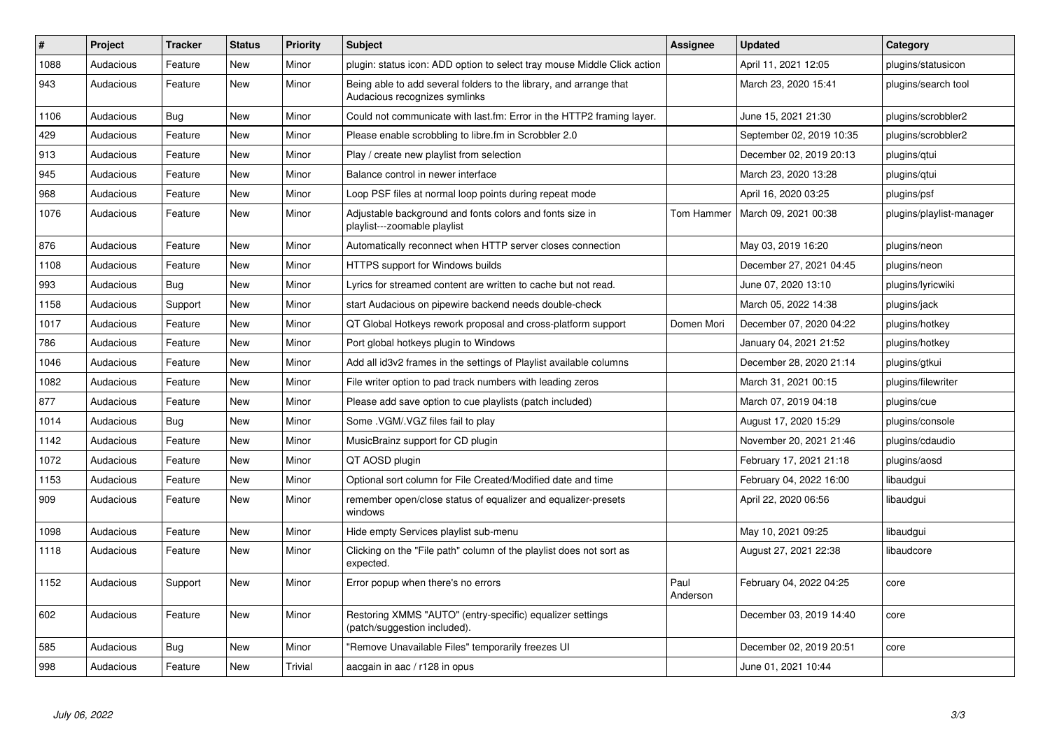| # | Project | Tracker | Status | Priority | Subject | Assignee | Updated | Category |
|---|---|---|---|---|---|---|---|---|
| 1088 | Audacious | Feature | New | Minor | plugin: status icon: ADD option to select tray mouse Middle Click action | | April 11, 2021 12:05 | plugins/statusicon |
| 943 | Audacious | Feature | New | Minor | Being able to add several folders to the library, and arrange that Audacious recognizes symlinks | | March 23, 2020 15:41 | plugins/search tool |
| 1106 | Audacious | Bug | New | Minor | Could not communicate with last.fm: Error in the HTTP2 framing layer. | | June 15, 2021 21:30 | plugins/scrobbler2 |
| 429 | Audacious | Feature | New | Minor | Please enable scrobbling to libre.fm in Scrobbler 2.0 | | September 02, 2019 10:35 | plugins/scrobbler2 |
| 913 | Audacious | Feature | New | Minor | Play / create new playlist from selection | | December 02, 2019 20:13 | plugins/qtui |
| 945 | Audacious | Feature | New | Minor | Balance control in newer interface | | March 23, 2020 13:28 | plugins/qtui |
| 968 | Audacious | Feature | New | Minor | Loop PSF files at normal loop points during repeat mode | | April 16, 2020 03:25 | plugins/psf |
| 1076 | Audacious | Feature | New | Minor | Adjustable background and fonts colors and fonts size in playlist---zoomable playlist | Tom Hammer | March 09, 2021 00:38 | plugins/playlist-manager |
| 876 | Audacious | Feature | New | Minor | Automatically reconnect when HTTP server closes connection | | May 03, 2019 16:20 | plugins/neon |
| 1108 | Audacious | Feature | New | Minor | HTTPS support for Windows builds | | December 27, 2021 04:45 | plugins/neon |
| 993 | Audacious | Bug | New | Minor | Lyrics for streamed content are written to cache but not read. | | June 07, 2020 13:10 | plugins/lyricwiki |
| 1158 | Audacious | Support | New | Minor | start Audacious on pipewire backend needs double-check | | March 05, 2022 14:38 | plugins/jack |
| 1017 | Audacious | Feature | New | Minor | QT Global Hotkeys rework proposal and cross-platform support | Domen Mori | December 07, 2020 04:22 | plugins/hotkey |
| 786 | Audacious | Feature | New | Minor | Port global hotkeys plugin to Windows | | January 04, 2021 21:52 | plugins/hotkey |
| 1046 | Audacious | Feature | New | Minor | Add all id3v2 frames in the settings of Playlist available columns | | December 28, 2020 21:14 | plugins/gtkui |
| 1082 | Audacious | Feature | New | Minor | File writer option to pad track numbers with leading zeros | | March 31, 2021 00:15 | plugins/filewriter |
| 877 | Audacious | Feature | New | Minor | Please add save option to cue playlists (patch included) | | March 07, 2019 04:18 | plugins/cue |
| 1014 | Audacious | Bug | New | Minor | Some .VGM/.VGZ files fail to play | | August 17, 2020 15:29 | plugins/console |
| 1142 | Audacious | Feature | New | Minor | MusicBrainz support for CD plugin | | November 20, 2021 21:46 | plugins/cdaudio |
| 1072 | Audacious | Feature | New | Minor | QT AOSD plugin | | February 17, 2021 21:18 | plugins/aosd |
| 1153 | Audacious | Feature | New | Minor | Optional sort column for File Created/Modified date and time | | February 04, 2022 16:00 | libaudgui |
| 909 | Audacious | Feature | New | Minor | remember open/close status of equalizer and equalizer-presets windows | | April 22, 2020 06:56 | libaudgui |
| 1098 | Audacious | Feature | New | Minor | Hide empty Services playlist sub-menu | | May 10, 2021 09:25 | libaudgui |
| 1118 | Audacious | Feature | New | Minor | Clicking on the "File path" column of the playlist does not sort as expected. | | August 27, 2021 22:38 | libaudcore |
| 1152 | Audacious | Support | New | Minor | Error popup when there's no errors | Paul Anderson | February 04, 2022 04:25 | core |
| 602 | Audacious | Feature | New | Minor | Restoring XMMS "AUTO" (entry-specific) equalizer settings (patch/suggestion included). | | December 03, 2019 14:40 | core |
| 585 | Audacious | Bug | New | Minor | "Remove Unavailable Files" temporarily freezes UI | | December 02, 2019 20:51 | core |
| 998 | Audacious | Feature | New | Trivial | aacgain in aac / r128 in opus | | June 01, 2021 10:44 | |

*July 06, 2022*